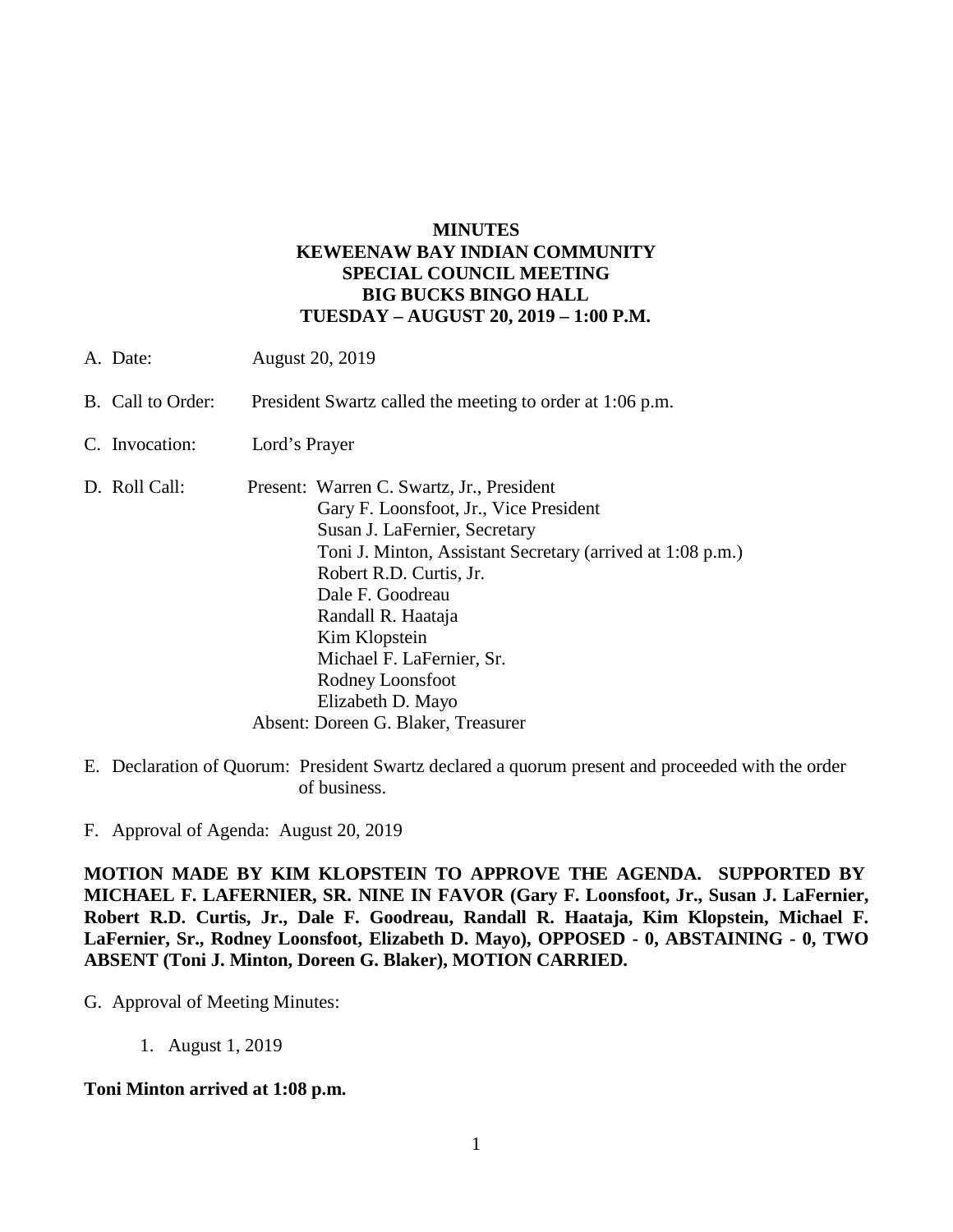# MINUTES
# KEWEENAW BAY INDIAN COMMUNITY
# SPECIAL COUNCIL MEETING
# BIG BUCKS BINGO HALL
# TUESDAY – AUGUST 20, 2019 – 1:00 P.M.

A. Date: August 20, 2019

B. Call to Order: President Swartz called the meeting to order at 1:06 p.m.

C. Invocation: Lord's Prayer

D. Roll Call: Present: Warren C. Swartz, Jr., President
Gary F. Loonsfoot, Jr., Vice President
Susan J. LaFernier, Secretary
Toni J. Minton, Assistant Secretary (arrived at 1:08 p.m.)
Robert R.D. Curtis, Jr.
Dale F. Goodreau
Randall R. Haataja
Kim Klopstein
Michael F. LaFernier, Sr.
Rodney Loonsfoot
Elizabeth D. Mayo
Absent: Doreen G. Blaker, Treasurer

E. Declaration of Quorum: President Swartz declared a quorum present and proceeded with the order of business.

F. Approval of Agenda: August 20, 2019

**MOTION MADE BY KIM KLOPSTEIN TO APPROVE THE AGENDA. SUPPORTED BY MICHAEL F. LAFERNIER, SR. NINE IN FAVOR (Gary F. Loonsfoot, Jr., Susan J. LaFernier, Robert R.D. Curtis, Jr., Dale F. Goodreau, Randall R. Haataja, Kim Klopstein, Michael F. LaFernier, Sr., Rodney Loonsfoot, Elizabeth D. Mayo), OPPOSED - 0, ABSTAINING - 0, TWO ABSENT (Toni J. Minton, Doreen G. Blaker), MOTION CARRIED.**

G. Approval of Meeting Minutes:

1. August 1, 2019

**Toni Minton arrived at 1:08 p.m.**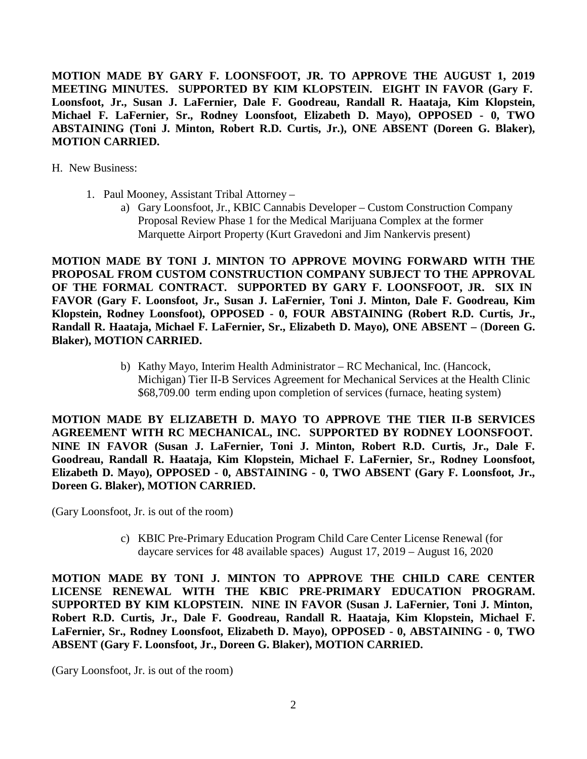**MOTION MADE BY GARY F. LOONSFOOT, JR. TO APPROVE THE AUGUST 1, 2019 MEETING MINUTES. SUPPORTED BY KIM KLOPSTEIN. EIGHT IN FAVOR (Gary F. Loonsfoot, Jr., Susan J. LaFernier, Dale F. Goodreau, Randall R. Haataja, Kim Klopstein, Michael F. LaFernier, Sr., Rodney Loonsfoot, Elizabeth D. Mayo), OPPOSED - 0, TWO ABSTAINING (Toni J. Minton, Robert R.D. Curtis, Jr.), ONE ABSENT (Doreen G. Blaker), MOTION CARRIED.**

H. New Business:

1. Paul Mooney, Assistant Tribal Attorney –
   a) Gary Loonsfoot, Jr., KBIC Cannabis Developer – Custom Construction Company Proposal Review Phase 1 for the Medical Marijuana Complex at the former Marquette Airport Property (Kurt Gravedoni and Jim Nankervis present)

**MOTION MADE BY TONI J. MINTON TO APPROVE MOVING FORWARD WITH THE PROPOSAL FROM CUSTOM CONSTRUCTION COMPANY SUBJECT TO THE APPROVAL OF THE FORMAL CONTRACT. SUPPORTED BY GARY F. LOONSFOOT, JR. SIX IN FAVOR (Gary F. Loonsfoot, Jr., Susan J. LaFernier, Toni J. Minton, Dale F. Goodreau, Kim Klopstein, Rodney Loonsfoot), OPPOSED - 0, FOUR ABSTAINING (Robert R.D. Curtis, Jr., Randall R. Haataja, Michael F. LaFernier, Sr., Elizabeth D. Mayo), ONE ABSENT – (Doreen G. Blaker), MOTION CARRIED.**

   b) Kathy Mayo, Interim Health Administrator – RC Mechanical, Inc. (Hancock, Michigan) Tier II-B Services Agreement for Mechanical Services at the Health Clinic $68,709.00 term ending upon completion of services (furnace, heating system)

**MOTION MADE BY ELIZABETH D. MAYO TO APPROVE THE TIER II-B SERVICES AGREEMENT WITH RC MECHANICAL, INC. SUPPORTED BY RODNEY LOONSFOOT. NINE IN FAVOR (Susan J. LaFernier, Toni J. Minton, Robert R.D. Curtis, Jr., Dale F. Goodreau, Randall R. Haataja, Kim Klopstein, Michael F. LaFernier, Sr., Rodney Loonsfoot, Elizabeth D. Mayo), OPPOSED - 0, ABSTAINING - 0, TWO ABSENT (Gary F. Loonsfoot, Jr., Doreen G. Blaker), MOTION CARRIED.**

(Gary Loonsfoot, Jr. is out of the room)

   c) KBIC Pre-Primary Education Program Child Care Center License Renewal (for daycare services for 48 available spaces) August 17, 2019 – August 16, 2020

**MOTION MADE BY TONI J. MINTON TO APPROVE THE CHILD CARE CENTER LICENSE RENEWAL WITH THE KBIC PRE-PRIMARY EDUCATION PROGRAM. SUPPORTED BY KIM KLOPSTEIN. NINE IN FAVOR (Susan J. LaFernier, Toni J. Minton, Robert R.D. Curtis, Jr., Dale F. Goodreau, Randall R. Haataja, Kim Klopstein, Michael F. LaFernier, Sr., Rodney Loonsfoot, Elizabeth D. Mayo), OPPOSED - 0, ABSTAINING - 0, TWO ABSENT (Gary F. Loonsfoot, Jr., Doreen G. Blaker), MOTION CARRIED.**

(Gary Loonsfoot, Jr. is out of the room)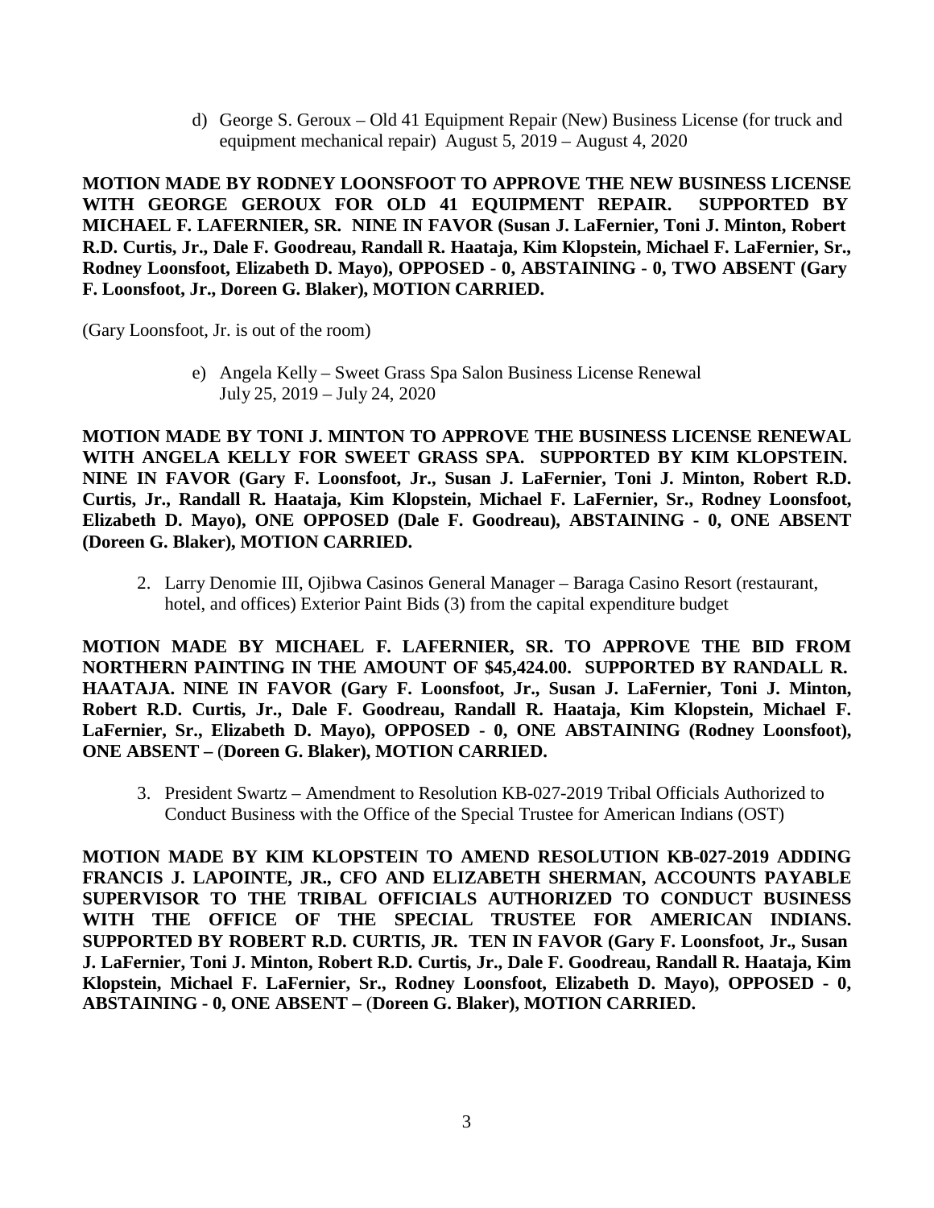d) George S. Geroux – Old 41 Equipment Repair (New) Business License (for truck and equipment mechanical repair) August 5, 2019 – August 4, 2020

**MOTION MADE BY RODNEY LOONSFOOT TO APPROVE THE NEW BUSINESS LICENSE WITH GEORGE GEROUX FOR OLD 41 EQUIPMENT REPAIR. SUPPORTED BY MICHAEL F. LAFERNIER, SR. NINE IN FAVOR (Susan J. LaFernier, Toni J. Minton, Robert R.D. Curtis, Jr., Dale F. Goodreau, Randall R. Haataja, Kim Klopstein, Michael F. LaFernier, Sr., Rodney Loonsfoot, Elizabeth D. Mayo), OPPOSED - 0, ABSTAINING - 0, TWO ABSENT (Gary F. Loonsfoot, Jr., Doreen G. Blaker), MOTION CARRIED.**

(Gary Loonsfoot, Jr. is out of the room)

e) Angela Kelly – Sweet Grass Spa Salon Business License Renewal July 25, 2019 – July 24, 2020

**MOTION MADE BY TONI J. MINTON TO APPROVE THE BUSINESS LICENSE RENEWAL WITH ANGELA KELLY FOR SWEET GRASS SPA. SUPPORTED BY KIM KLOPSTEIN. NINE IN FAVOR (Gary F. Loonsfoot, Jr., Susan J. LaFernier, Toni J. Minton, Robert R.D. Curtis, Jr., Randall R. Haataja, Kim Klopstein, Michael F. LaFernier, Sr., Rodney Loonsfoot, Elizabeth D. Mayo), ONE OPPOSED (Dale F. Goodreau), ABSTAINING - 0, ONE ABSENT (Doreen G. Blaker), MOTION CARRIED.**

2. Larry Denomie III, Ojibwa Casinos General Manager – Baraga Casino Resort (restaurant, hotel, and offices) Exterior Paint Bids (3) from the capital expenditure budget

**MOTION MADE BY MICHAEL F. LAFERNIER, SR. TO APPROVE THE BID FROM NORTHERN PAINTING IN THE AMOUNT OF $45,424.00. SUPPORTED BY RANDALL R. HAATAJA. NINE IN FAVOR (Gary F. Loonsfoot, Jr., Susan J. LaFernier, Toni J. Minton, Robert R.D. Curtis, Jr., Dale F. Goodreau, Randall R. Haataja, Kim Klopstein, Michael F. LaFernier, Sr., Elizabeth D. Mayo), OPPOSED - 0, ONE ABSTAINING (Rodney Loonsfoot), ONE ABSENT – (Doreen G. Blaker), MOTION CARRIED.**

3. President Swartz – Amendment to Resolution KB-027-2019 Tribal Officials Authorized to Conduct Business with the Office of the Special Trustee for American Indians (OST)

**MOTION MADE BY KIM KLOPSTEIN TO AMEND RESOLUTION KB-027-2019 ADDING FRANCIS J. LAPOINTE, JR., CFO AND ELIZABETH SHERMAN, ACCOUNTS PAYABLE SUPERVISOR TO THE TRIBAL OFFICIALS AUTHORIZED TO CONDUCT BUSINESS WITH THE OFFICE OF THE SPECIAL TRUSTEE FOR AMERICAN INDIANS. SUPPORTED BY ROBERT R.D. CURTIS, JR. TEN IN FAVOR (Gary F. Loonsfoot, Jr., Susan J. LaFernier, Toni J. Minton, Robert R.D. Curtis, Jr., Dale F. Goodreau, Randall R. Haataja, Kim Klopstein, Michael F. LaFernier, Sr., Rodney Loonsfoot, Elizabeth D. Mayo), OPPOSED - 0, ABSTAINING - 0, ONE ABSENT – (Doreen G. Blaker), MOTION CARRIED.**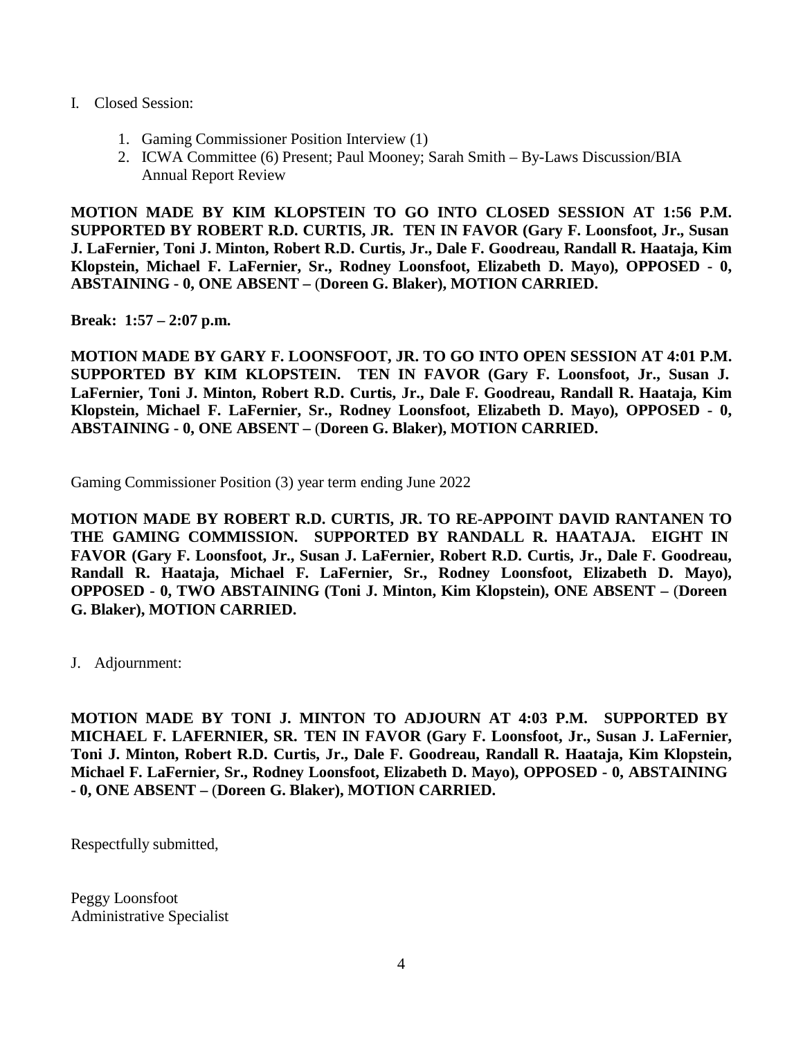I. Closed Session:

1. Gaming Commissioner Position Interview (1)
2. ICWA Committee (6) Present; Paul Mooney; Sarah Smith – By-Laws Discussion/BIA Annual Report Review

**MOTION MADE BY KIM KLOPSTEIN TO GO INTO CLOSED SESSION AT 1:56 P.M. SUPPORTED BY ROBERT R.D. CURTIS, JR. TEN IN FAVOR (Gary F. Loonsfoot, Jr., Susan J. LaFernier, Toni J. Minton, Robert R.D. Curtis, Jr., Dale F. Goodreau, Randall R. Haataja, Kim Klopstein, Michael F. LaFernier, Sr., Rodney Loonsfoot, Elizabeth D. Mayo), OPPOSED - 0, ABSTAINING - 0, ONE ABSENT – (Doreen G. Blaker), MOTION CARRIED.**

**Break: 1:57 – 2:07 p.m.**

**MOTION MADE BY GARY F. LOONSFOOT, JR. TO GO INTO OPEN SESSION AT 4:01 P.M. SUPPORTED BY KIM KLOPSTEIN. TEN IN FAVOR (Gary F. Loonsfoot, Jr., Susan J. LaFernier, Toni J. Minton, Robert R.D. Curtis, Jr., Dale F. Goodreau, Randall R. Haataja, Kim Klopstein, Michael F. LaFernier, Sr., Rodney Loonsfoot, Elizabeth D. Mayo), OPPOSED - 0, ABSTAINING - 0, ONE ABSENT – (Doreen G. Blaker), MOTION CARRIED.**

Gaming Commissioner Position (3) year term ending June 2022

**MOTION MADE BY ROBERT R.D. CURTIS, JR. TO RE-APPOINT DAVID RANTANEN TO THE GAMING COMMISSION. SUPPORTED BY RANDALL R. HAATAJA. EIGHT IN FAVOR (Gary F. Loonsfoot, Jr., Susan J. LaFernier, Robert R.D. Curtis, Jr., Dale F. Goodreau, Randall R. Haataja, Michael F. LaFernier, Sr., Rodney Loonsfoot, Elizabeth D. Mayo), OPPOSED - 0, TWO ABSTAINING (Toni J. Minton, Kim Klopstein), ONE ABSENT – (Doreen G. Blaker), MOTION CARRIED.**

J. Adjournment:

**MOTION MADE BY TONI J. MINTON TO ADJOURN AT 4:03 P.M. SUPPORTED BY MICHAEL F. LAFERNIER, SR. TEN IN FAVOR (Gary F. Loonsfoot, Jr., Susan J. LaFernier, Toni J. Minton, Robert R.D. Curtis, Jr., Dale F. Goodreau, Randall R. Haataja, Kim Klopstein, Michael F. LaFernier, Sr., Rodney Loonsfoot, Elizabeth D. Mayo), OPPOSED - 0, ABSTAINING - 0, ONE ABSENT – (Doreen G. Blaker), MOTION CARRIED.**

Respectfully submitted,

Peggy Loonsfoot
Administrative Specialist